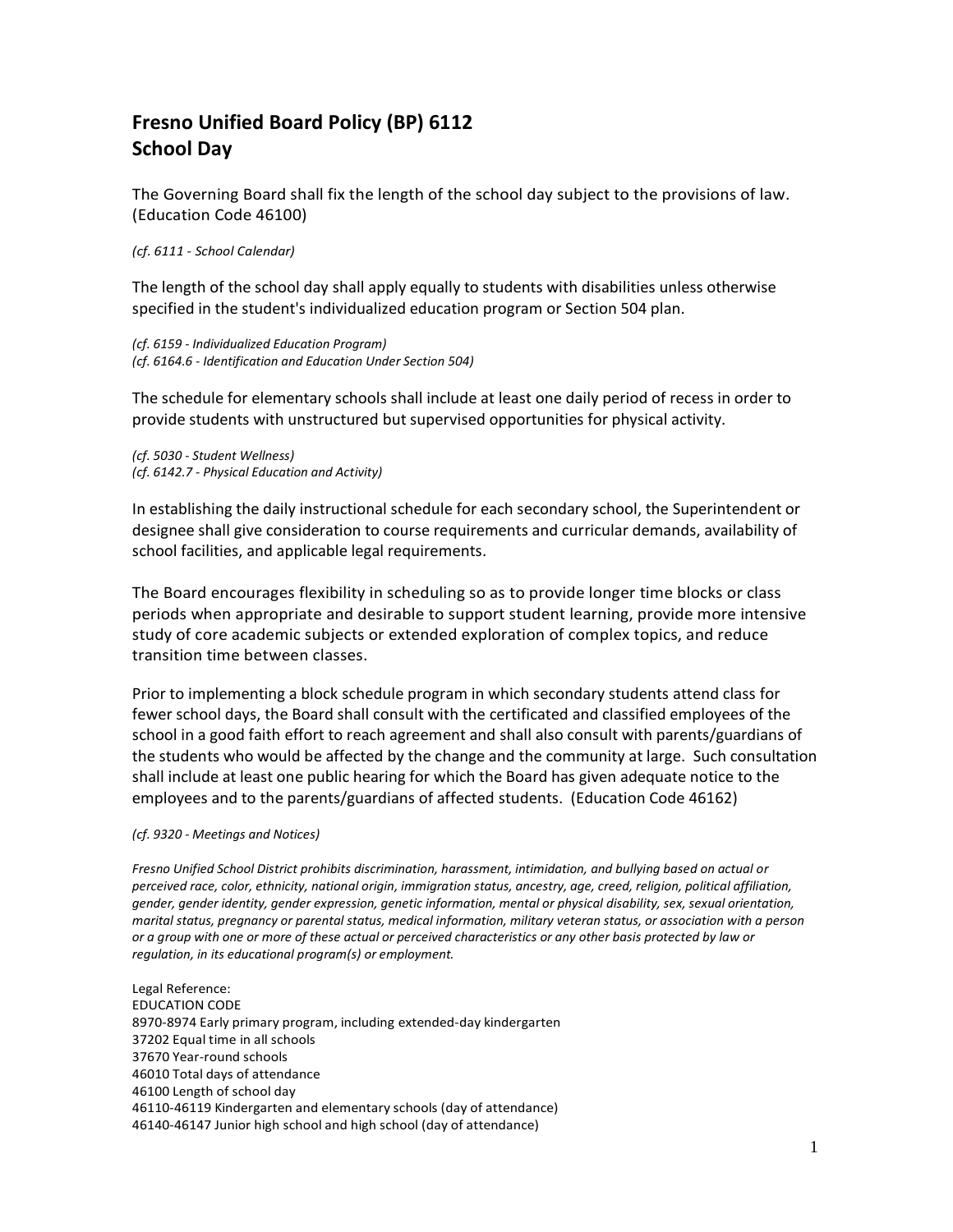# Fresno Unified Board Policy (BP) 6112
# School Day

The Governing Board shall fix the length of the school day subject to the provisions of law. (Education Code 46100)

*(cf. 6111 - School Calendar)*

The length of the school day shall apply equally to students with disabilities unless otherwise specified in the student's individualized education program or Section 504 plan.

*(cf. 6159 - Individualized Education Program)*
*(cf. 6164.6 - Identification and Education Under Section 504)*

The schedule for elementary schools shall include at least one daily period of recess in order to provide students with unstructured but supervised opportunities for physical activity.

*(cf. 5030 - Student Wellness)*
*(cf. 6142.7 - Physical Education and Activity)*

In establishing the daily instructional schedule for each secondary school, the Superintendent or designee shall give consideration to course requirements and curricular demands, availability of school facilities, and applicable legal requirements.

The Board encourages flexibility in scheduling so as to provide longer time blocks or class periods when appropriate and desirable to support student learning, provide more intensive study of core academic subjects or extended exploration of complex topics, and reduce transition time between classes.

Prior to implementing a block schedule program in which secondary students attend class for fewer school days, the Board shall consult with the certificated and classified employees of the school in a good faith effort to reach agreement and shall also consult with parents/guardians of the students who would be affected by the change and the community at large. Such consultation shall include at least one public hearing for which the Board has given adequate notice to the employees and to the parents/guardians of affected students. (Education Code 46162)

*(cf. 9320 - Meetings and Notices)*

*Fresno Unified School District prohibits discrimination, harassment, intimidation, and bullying based on actual or perceived race, color, ethnicity, national origin, immigration status, ancestry, age, creed, religion, political affiliation, gender, gender identity, gender expression, genetic information, mental or physical disability, sex, sexual orientation, marital status, pregnancy or parental status, medical information, military veteran status, or association with a person or a group with one or more of these actual or perceived characteristics or any other basis protected by law or regulation, in its educational program(s) or employment.*

Legal Reference:
EDUCATION CODE
8970-8974 Early primary program, including extended-day kindergarten
37202 Equal time in all schools
37670 Year-round schools
46010 Total days of attendance
46100 Length of school day
46110-46119 Kindergarten and elementary schools (day of attendance)
46140-46147 Junior high school and high school (day of attendance)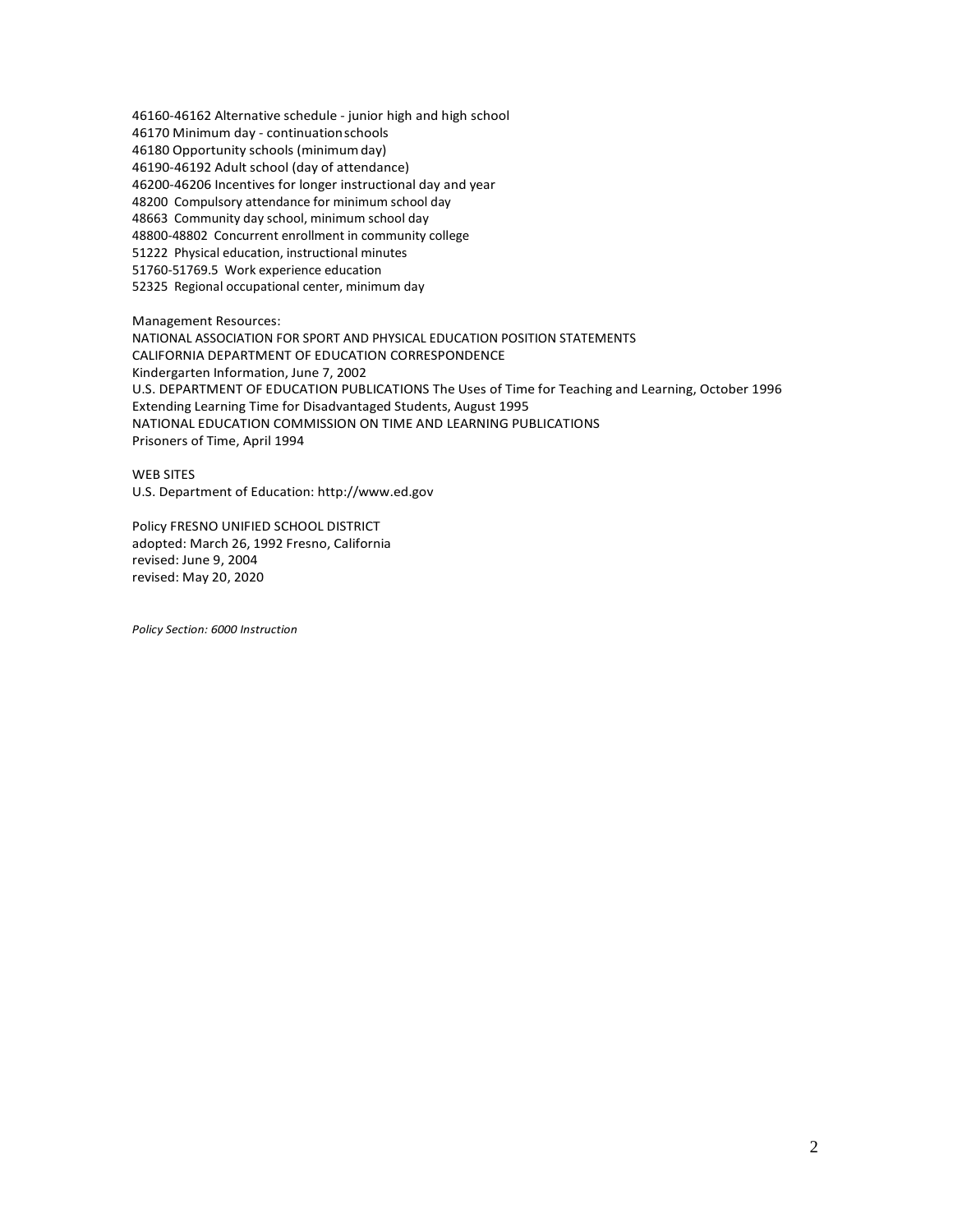46160-46162 Alternative schedule - junior high and high school
46170 Minimum day - continuation schools
46180 Opportunity schools (minimum day)
46190-46192 Adult school (day of attendance)
46200-46206 Incentives for longer instructional day and year
48200 Compulsory attendance for minimum school day
48663 Community day school, minimum school day
48800-48802 Concurrent enrollment in community college
51222 Physical education, instructional minutes
51760-51769.5 Work experience education
52325 Regional occupational center, minimum day

Management Resources:
NATIONAL ASSOCIATION FOR SPORT AND PHYSICAL EDUCATION POSITION STATEMENTS
CALIFORNIA DEPARTMENT OF EDUCATION CORRESPONDENCE
Kindergarten Information, June 7, 2002
U.S. DEPARTMENT OF EDUCATION PUBLICATIONS The Uses of Time for Teaching and Learning, October 1996
Extending Learning Time for Disadvantaged Students, August 1995
NATIONAL EDUCATION COMMISSION ON TIME AND LEARNING PUBLICATIONS
Prisoners of Time, April 1994

WEB SITES
U.S. Department of Education: http://www.ed.gov

Policy FRESNO UNIFIED SCHOOL DISTRICT
adopted: March 26, 1992 Fresno, California
revised: June 9, 2004
revised: May 20, 2020

*Policy Section: 6000 Instruction*